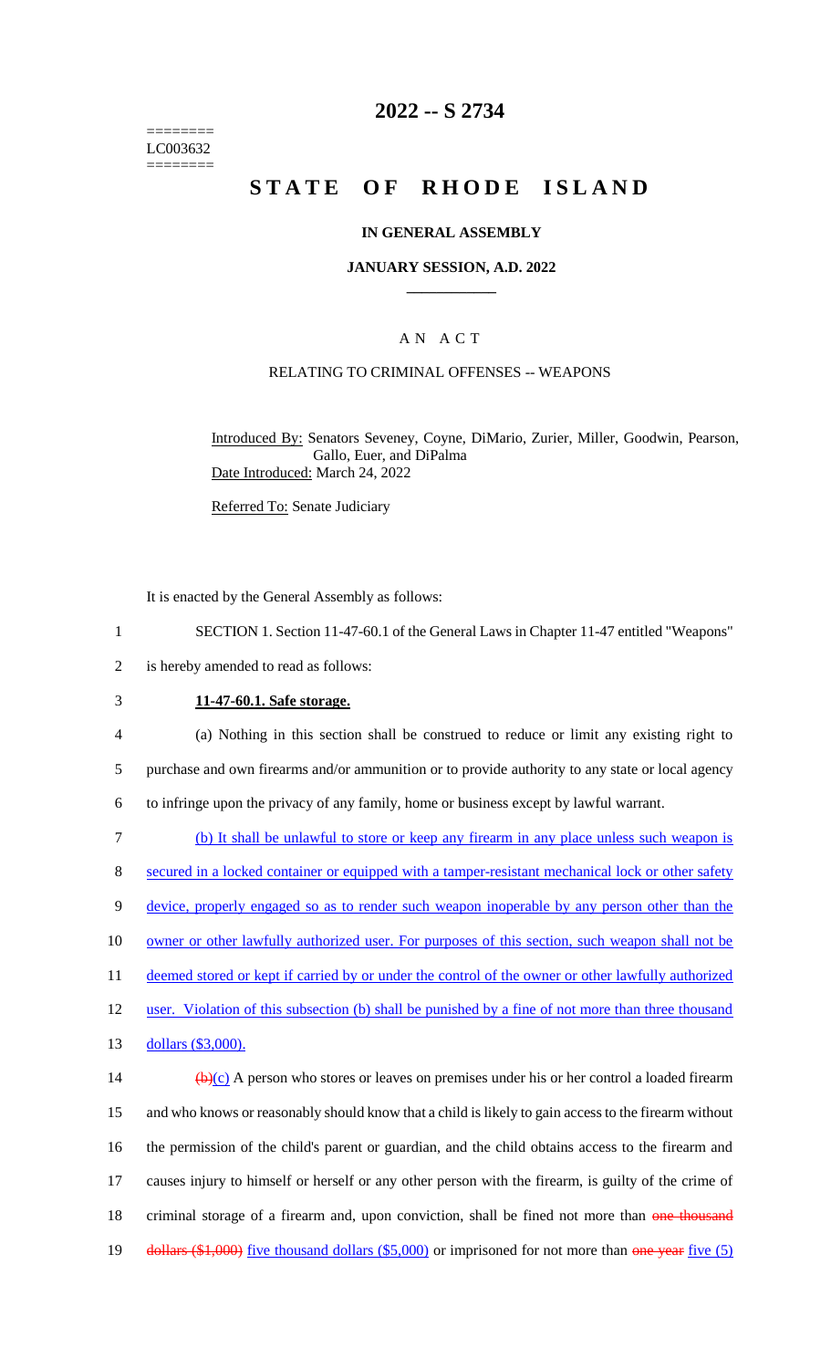========
LC003632
========

# 2022 -- S 2734

# STATE OF RHODE ISLAND

## IN GENERAL ASSEMBLY

### JANUARY SESSION, A.D. 2022

### A N A C T

### RELATING TO CRIMINAL OFFENSES -- WEAPONS

Introduced By: Senators Seveney, Coyne, DiMario, Zurier, Miller, Goodwin, Pearson, Gallo, Euer, and DiPalma

Date Introduced: March 24, 2022

Referred To: Senate Judiciary

It is enacted by the General Assembly as follows:

1 SECTION 1. Section 11-47-60.1 of the General Laws in Chapter 11-47 entitled "Weapons"

2 is hereby amended to read as follows:

3 **11-47-60.1. Safe storage.**

4 (a) Nothing in this section shall be construed to reduce or limit any existing right to

5 purchase and own firearms and/or ammunition or to provide authority to any state or local agency

6 to infringe upon the privacy of any family, home or business except by lawful warrant.

7 (b) It shall be unlawful to store or keep any firearm in any place unless such weapon is

8 secured in a locked container or equipped with a tamper-resistant mechanical lock or other safety

9 device, properly engaged so as to render such weapon inoperable by any person other than the

10 owner or other lawfully authorized user. For purposes of this section, such weapon shall not be

11 deemed stored or kept if carried by or under the control of the owner or other lawfully authorized

12 user. Violation of this subsection (b) shall be punished by a fine of not more than three thousand

13 dollars ($3,000).

14 ~~(b)~~(c) A person who stores or leaves on premises under his or her control a loaded firearm

15 and who knows or reasonably should know that a child is likely to gain access to the firearm without

16 the permission of the child's parent or guardian, and the child obtains access to the firearm and

17 causes injury to himself or herself or any other person with the firearm, is guilty of the crime of

18 criminal storage of a firearm and, upon conviction, shall be fined not more than ~~one thousand~~

19 ~~dollars ($1,000)~~ five thousand dollars ($5,000) or imprisoned for not more than ~~one year~~ five (5)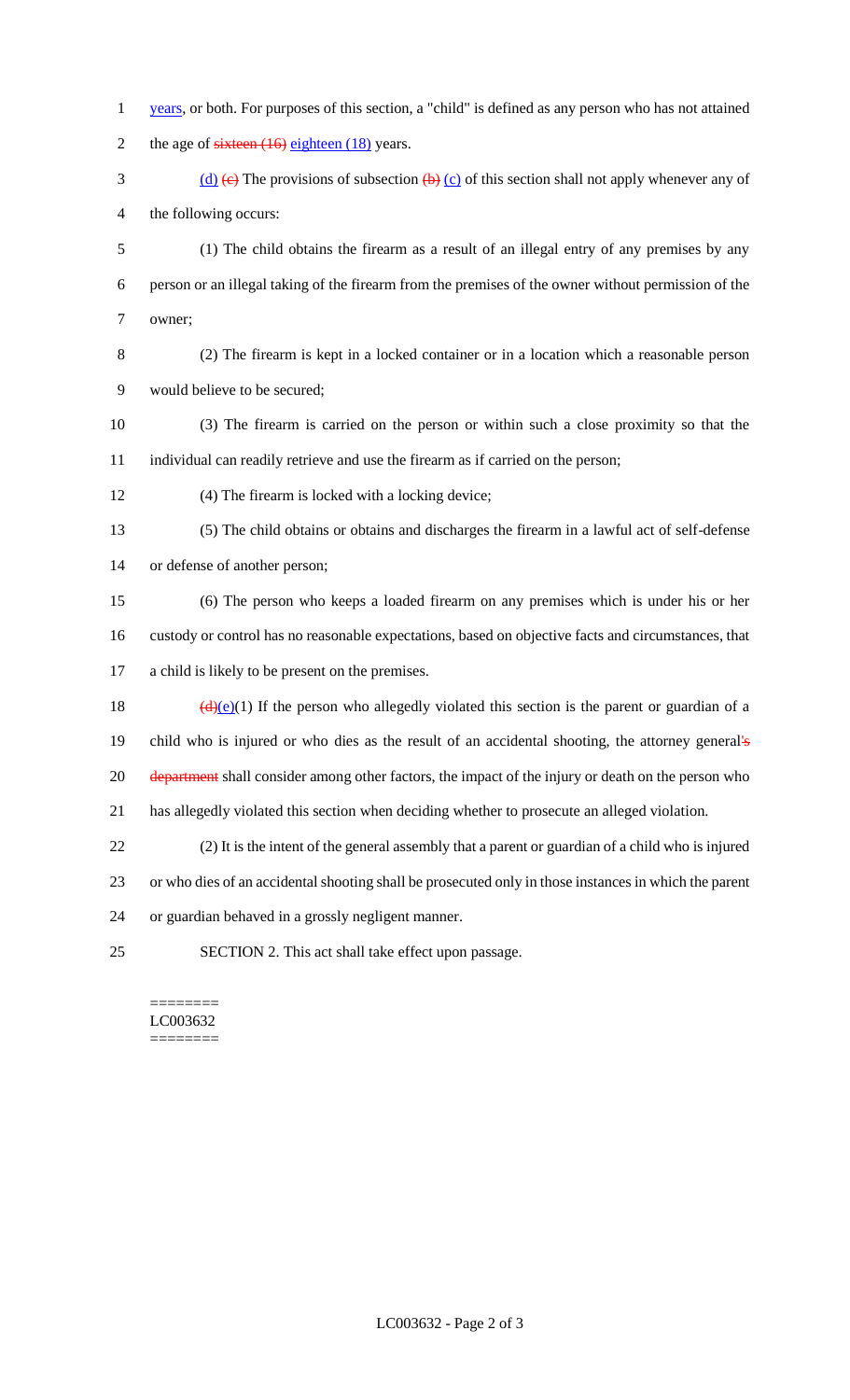years, or both. For purposes of this section, a "child" is defined as any person who has not attained the age of ~~sixteen (16)~~ eighteen (18) years.

(d) ~~(c)~~ The provisions of subsection ~~(b)~~ (c) of this section shall not apply whenever any of the following occurs:

(1) The child obtains the firearm as a result of an illegal entry of any premises by any person or an illegal taking of the firearm from the premises of the owner without permission of the owner;

(2) The firearm is kept in a locked container or in a location which a reasonable person would believe to be secured;

(3) The firearm is carried on the person or within such a close proximity so that the individual can readily retrieve and use the firearm as if carried on the person;

(4) The firearm is locked with a locking device;

(5) The child obtains or obtains and discharges the firearm in a lawful act of self-defense or defense of another person;

(6) The person who keeps a loaded firearm on any premises which is under his or her custody or control has no reasonable expectations, based on objective facts and circumstances, that a child is likely to be present on the premises.

~~(d)~~(e)(1) If the person who allegedly violated this section is the parent or guardian of a child who is injured or who dies as the result of an accidental shooting, the attorney general~~'s department~~ shall consider among other factors, the impact of the injury or death on the person who has allegedly violated this section when deciding whether to prosecute an alleged violation.

(2) It is the intent of the general assembly that a parent or guardian of a child who is injured or who dies of an accidental shooting shall be prosecuted only in those instances in which the parent or guardian behaved in a grossly negligent manner.

SECTION 2. This act shall take effect upon passage.

========
LC003632
========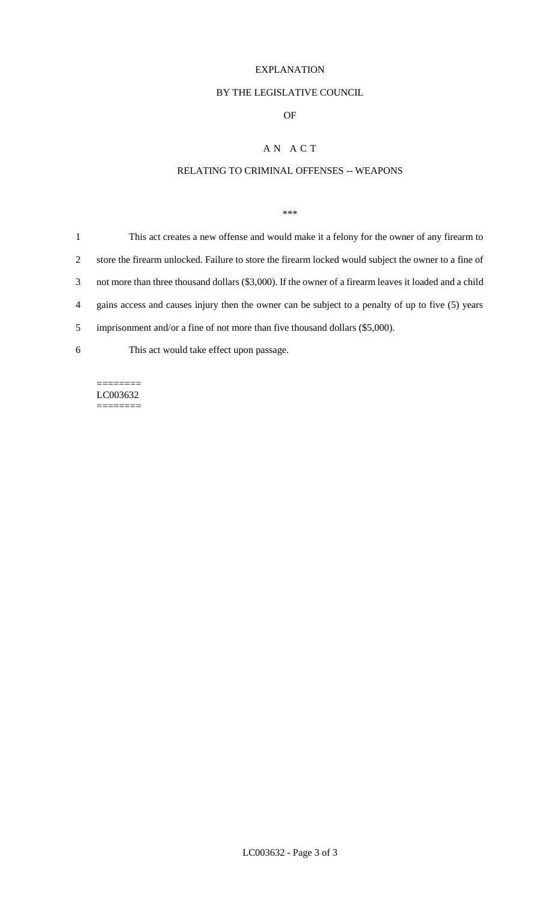EXPLANATION

BY THE LEGISLATIVE COUNCIL

OF

A N A C T

RELATING TO CRIMINAL OFFENSES -- WEAPONS

\*\*\*

This act creates a new offense and would make it a felony for the owner of any firearm to store the firearm unlocked. Failure to store the firearm locked would subject the owner to a fine of not more than three thousand dollars ($3,000). If the owner of a firearm leaves it loaded and a child gains access and causes injury then the owner can be subject to a penalty of up to five (5) years imprisonment and/or a fine of not more than five thousand dollars ($5,000).

This act would take effect upon passage.

========
LC003632
========